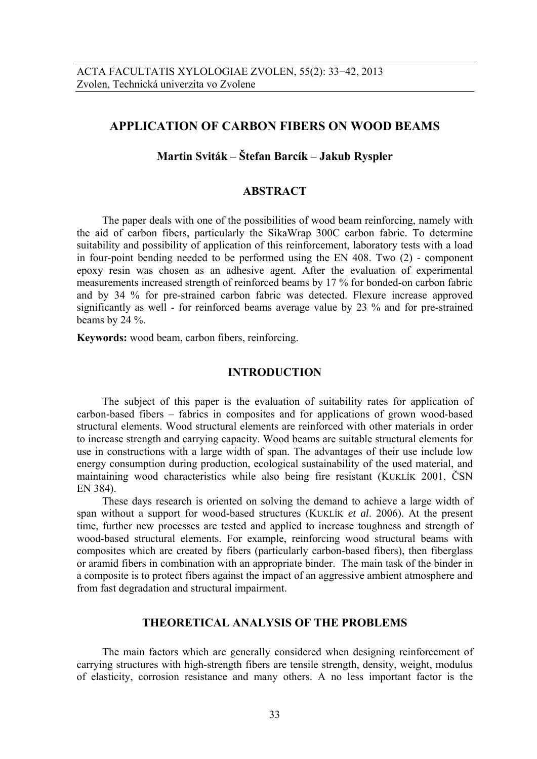# APPLICATION OF CARBON FIBERS ON WOOD BEAMS

**Martin Sviták – Štefan Barcík – Jakub Ryspler**

## ABSTRACT

The paper deals with one of the possibilities of wood beam reinforcing, namely with the aid of carbon fibers, particularly the SikaWrap 300C carbon fabric. To determine suitability and possibility of application of this reinforcement, laboratory tests with a load in four-point bending needed to be performed using the EN 408. Two (2) - component epoxy resin was chosen as an adhesive agent. After the evaluation of experimental measurements increased strength of reinforced beams by 17 % for bonded-on carbon fabric and by 34 % for pre-strained carbon fabric was detected. Flexure increase approved significantly as well - for reinforced beams average value by 23 % and for pre-strained beams by 24 %.

**Keywords:** wood beam, carbon fibers, reinforcing.

## INTRODUCTION

The subject of this paper is the evaluation of suitability rates for application of carbon-based fibers – fabrics in composites and for applications of grown wood-based structural elements. Wood structural elements are reinforced with other materials in order to increase strength and carrying capacity. Wood beams are suitable structural elements for use in constructions with a large width of span. The advantages of their use include low energy consumption during production, ecological sustainability of the used material, and maintaining wood characteristics while also being fire resistant (KUKLÍK 2001, ČSN EN 384).

These days research is oriented on solving the demand to achieve a large width of span without a support for wood-based structures (KUKLÍK *et al*. 2006). At the present time, further new processes are tested and applied to increase toughness and strength of wood-based structural elements. For example, reinforcing wood structural beams with composites which are created by fibers (particularly carbon-based fibers), then fiberglass or aramid fibers in combination with an appropriate binder. The main task of the binder in a composite is to protect fibers against the impact of an aggressive ambient atmosphere and from fast degradation and structural impairment.

## THEORETICAL ANALYSIS OF THE PROBLEMS

The main factors which are generally considered when designing reinforcement of carrying structures with high-strength fibers are tensile strength, density, weight, modulus of elasticity, corrosion resistance and many others. A no less important factor is the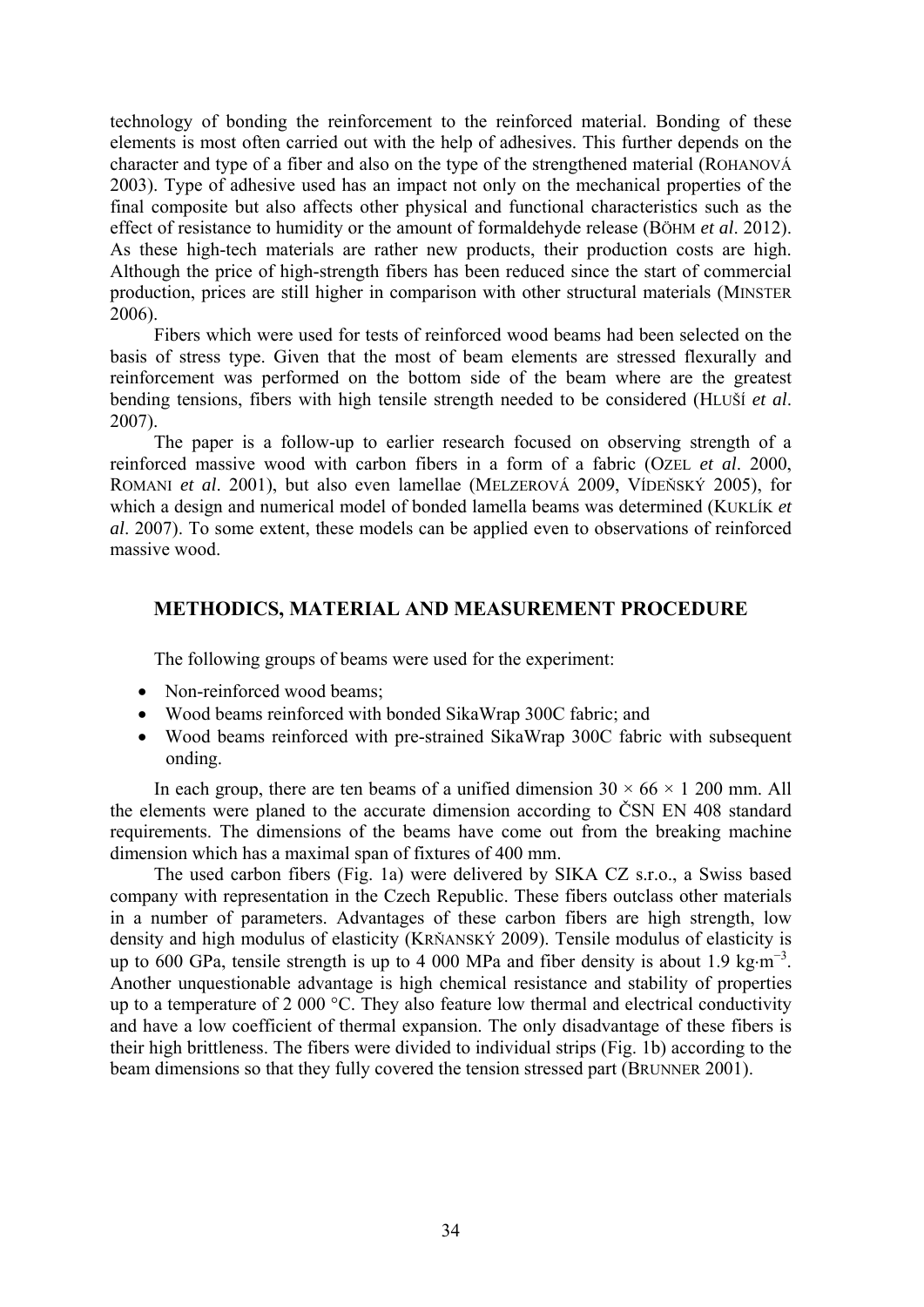technology of bonding the reinforcement to the reinforced material. Bonding of these elements is most often carried out with the help of adhesives. This further depends on the character and type of a fiber and also on the type of the strengthened material (ROHANOVÁ 2003). Type of adhesive used has an impact not only on the mechanical properties of the final composite but also affects other physical and functional characteristics such as the effect of resistance to humidity or the amount of formaldehyde release (BÖHM *et al*. 2012). As these high-tech materials are rather new products, their production costs are high. Although the price of high-strength fibers has been reduced since the start of commercial production, prices are still higher in comparison with other structural materials (MINSTER 2006).

Fibers which were used for tests of reinforced wood beams had been selected on the basis of stress type. Given that the most of beam elements are stressed flexurally and reinforcement was performed on the bottom side of the beam where are the greatest bending tensions, fibers with high tensile strength needed to be considered (HLUŠÍ *et al*. 2007).

The paper is a follow-up to earlier research focused on observing strength of a reinforced massive wood with carbon fibers in a form of a fabric (OZEL *et al*. 2000, ROMANI *et al*. 2001), but also even lamellae (MELZEROVÁ 2009, VÍDEŇSKÝ 2005), for which a design and numerical model of bonded lamella beams was determined (KUKLÍK *et al*. 2007). To some extent, these models can be applied even to observations of reinforced massive wood.

## METHODICS, MATERIAL AND MEASUREMENT PROCEDURE

The following groups of beams were used for the experiment:

- Non-reinforced wood beams;
- Wood beams reinforced with bonded SikaWrap 300C fabric; and
- Wood beams reinforced with pre-strained SikaWrap 300C fabric with subsequent onding.

In each group, there are ten beams of a unified dimension 30 × 66 × 1 200 mm. All the elements were planed to the accurate dimension according to ČSN EN 408 standard requirements. The dimensions of the beams have come out from the breaking machine dimension which has a maximal span of fixtures of 400 mm.

The used carbon fibers (Fig. 1a) were delivered by SIKA CZ s.r.o., a Swiss based company with representation in the Czech Republic. These fibers outclass other materials in a number of parameters. Advantages of these carbon fibers are high strength, low density and high modulus of elasticity (KRŇANSKÝ 2009). Tensile modulus of elasticity is up to 600 GPa, tensile strength is up to 4 000 MPa and fiber density is about 1.9 $\text{kg}\cdot\text{m}^{-3}$. Another unquestionable advantage is high chemical resistance and stability of properties up to a temperature of 2 000 °C. They also feature low thermal and electrical conductivity and have a low coefficient of thermal expansion. The only disadvantage of these fibers is their high brittleness. The fibers were divided to individual strips (Fig. 1b) according to the beam dimensions so that they fully covered the tension stressed part (BRUNNER 2001).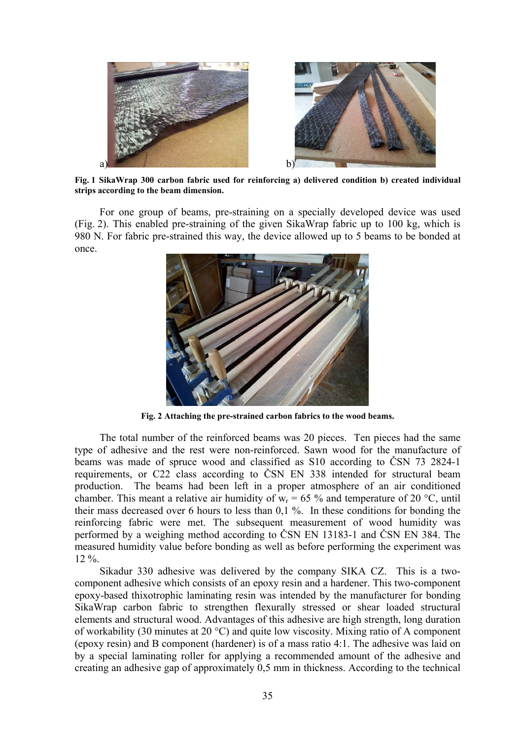**Fig. 1 SikaWrap 300 carbon fabric used for reinforcing a) delivered condition b) created individual strips according to the beam dimension.**

For one group of beams, pre-straining on a specially developed device was used (Fig. 2). This enabled pre-straining of the given SikaWrap fabric up to 100 kg, which is 980 N. For fabric pre-strained this way, the device allowed up to 5 beams to be bonded at once.

**Fig. 2 Attaching the pre-strained carbon fabrics to the wood beams.**

The total number of the reinforced beams was 20 pieces. Ten pieces had the same type of adhesive and the rest were non-reinforced. Sawn wood for the manufacture of beams was made of spruce wood and classified as S10 according to ČSN 73 2824-1 requirements, or C22 class according to ČSN EN 338 intended for structural beam production. The beams had been left in a proper atmosphere of an air conditioned chamber. This meant a relative air humidity of $w_r$ = 65 % and temperature of 20 °C, until their mass decreased over 6 hours to less than 0,1 %. In these conditions for bonding the reinforcing fabric were met. The subsequent measurement of wood humidity was performed by a weighing method according to ČSN EN 13183-1 and ČSN EN 384. The measured humidity value before bonding as well as before performing the experiment was 12 %.

Sikadur 330 adhesive was delivered by the company SIKA CZ. This is a two-component adhesive which consists of an epoxy resin and a hardener. This two-component epoxy-based thixotrophic laminating resin was intended by the manufacturer for bonding SikaWrap carbon fabric to strengthen flexurally stressed or shear loaded structural elements and structural wood. Advantages of this adhesive are high strength, long duration of workability (30 minutes at 20 °C) and quite low viscosity. Mixing ratio of A component (epoxy resin) and B component (hardener) is of a mass ratio 4:1. The adhesive was laid on by a special laminating roller for applying a recommended amount of the adhesive and creating an adhesive gap of approximately 0,5 mm in thickness. According to the technical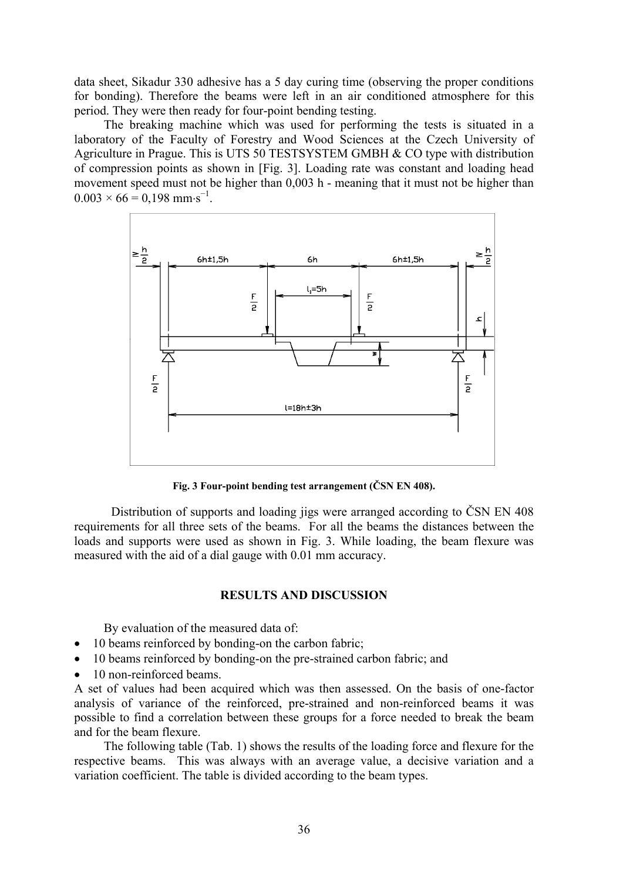data sheet, Sikadur 330 adhesive has a 5 day curing time (observing the proper conditions for bonding). Therefore the beams were left in an air conditioned atmosphere for this period. They were then ready for four-point bending testing.

The breaking machine which was used for performing the tests is situated in a laboratory of the Faculty of Forestry and Wood Sciences at the Czech University of Agriculture in Prague. This is UTS 50 TESTSYSTEM GMBH & CO type with distribution of compression points as shown in [Fig. 3]. Loading rate was constant and loading head movement speed must not be higher than 0,003 h - meaning that it must not be higher than $0.003 \times 66 = 0{,}198\ \text{mm}\cdot\text{s}^{-1}$.

**Fig. 3 Four-point bending test arrangement (ČSN EN 408).**

Distribution of supports and loading jigs were arranged according to ČSN EN 408 requirements for all three sets of the beams. For all the beams the distances between the loads and supports were used as shown in Fig. 3. While loading, the beam flexure was measured with the aid of a dial gauge with 0.01 mm accuracy.

## RESULTS AND DISCUSSION

By evaluation of the measured data of:

- 10 beams reinforced by bonding-on the carbon fabric;
- 10 beams reinforced by bonding-on the pre-strained carbon fabric; and
- 10 non-reinforced beams.

A set of values had been acquired which was then assessed. On the basis of one-factor analysis of variance of the reinforced, pre-strained and non-reinforced beams it was possible to find a correlation between these groups for a force needed to break the beam and for the beam flexure.

The following table (Tab. 1) shows the results of the loading force and flexure for the respective beams. This was always with an average value, a decisive variation and a variation coefficient. The table is divided according to the beam types.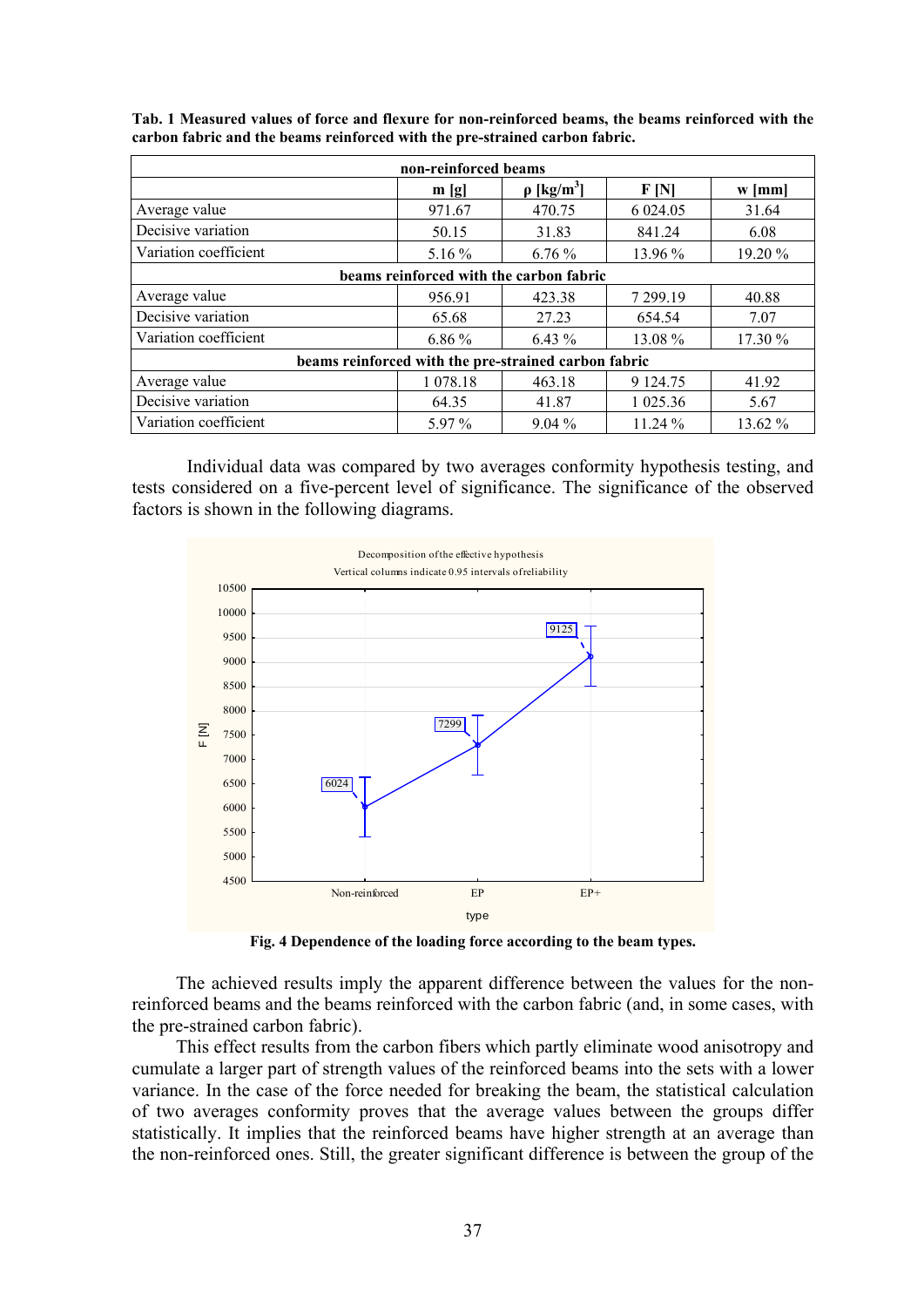**Tab. 1 Measured values of force and flexure for non-reinforced beams, the beams reinforced with the carbon fabric and the beams reinforced with the pre-strained carbon fabric.**

| | m [g] | ρ [kg/m³] | F [N] | w [mm] |
|---|---|---|---|---|
| **non-reinforced beams** | | | | |
| Average value | 971.67 | 470.75 | 6 024.05 | 31.64 |
| Decisive variation | 50.15 | 31.83 | 841.24 | 6.08 |
| Variation coefficient | 5.16 % | 6.76 % | 13.96 % | 19.20 % |
| **beams reinforced with the carbon fabric** | | | | |
| Average value | 956.91 | 423.38 | 7 299.19 | 40.88 |
| Decisive variation | 65.68 | 27.23 | 654.54 | 7.07 |
| Variation coefficient | 6.86 % | 6.43 % | 13.08 % | 17.30 % |
| **beams reinforced with the pre-strained carbon fabric** | | | | |
| Average value | 1 078.18 | 463.18 | 9 124.75 | 41.92 |
| Decisive variation | 64.35 | 41.87 | 1 025.36 | 5.67 |
| Variation coefficient | 5.97 % | 9.04 % | 11.24 % | 13.62 % |

Individual data was compared by two averages conformity hypothesis testing, and tests considered on a five-percent level of significance. The significance of the observed factors is shown in the following diagrams.

**Fig. 4 Dependence of the loading force according to the beam types.**

The achieved results imply the apparent difference between the values for the non-reinforced beams and the beams reinforced with the carbon fabric (and, in some cases, with the pre-strained carbon fabric).

This effect results from the carbon fibers which partly eliminate wood anisotropy and cumulate a larger part of strength values of the reinforced beams into the sets with a lower variance. In the case of the force needed for breaking the beam, the statistical calculation of two averages conformity proves that the average values between the groups differ statistically. It implies that the reinforced beams have higher strength at an average than the non-reinforced ones. Still, the greater significant difference is between the group of the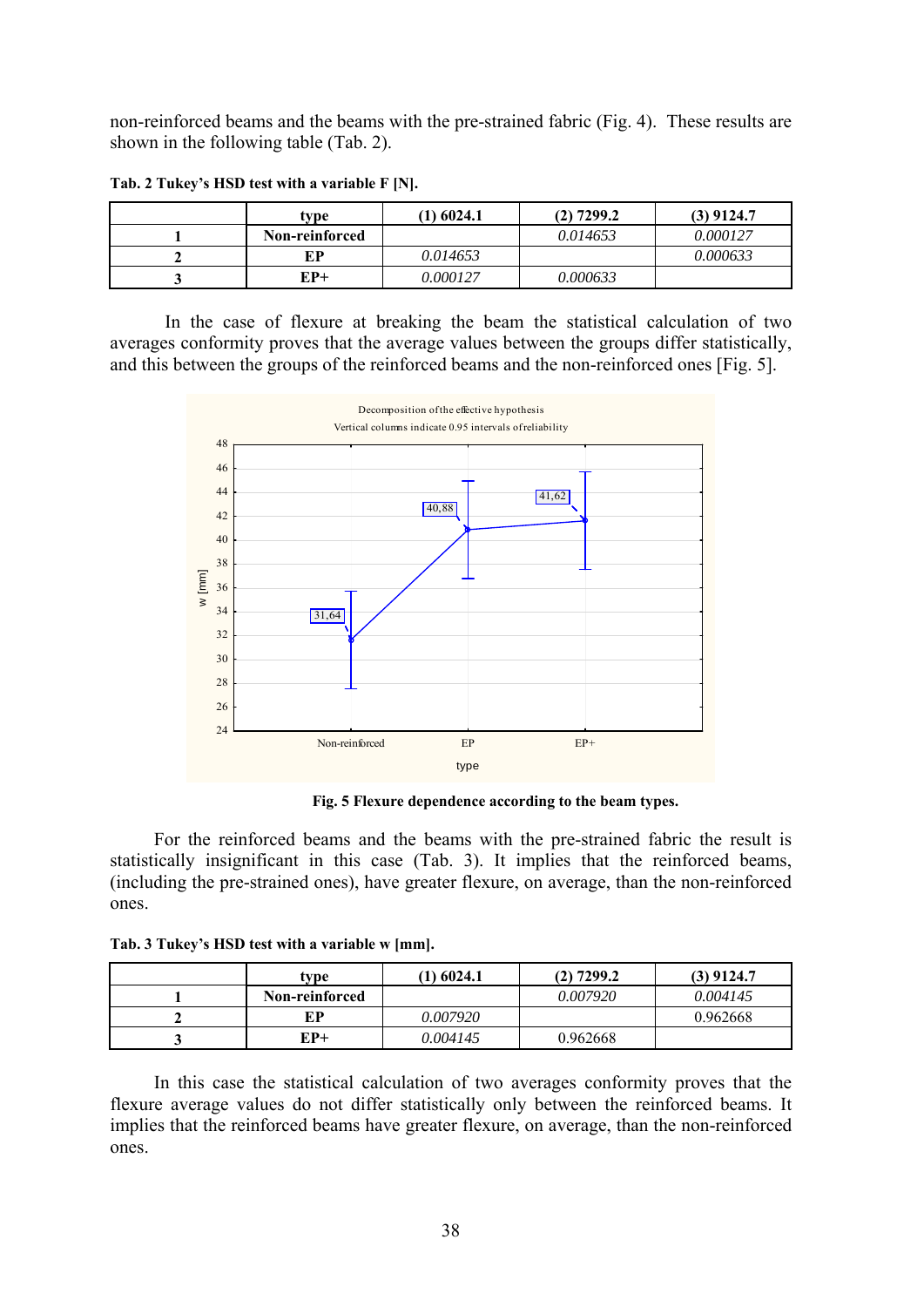non-reinforced beams and the beams with the pre-strained fabric (Fig. 4). These results are shown in the following table (Tab. 2).

**Tab. 2 Tukey's HSD test with a variable F [N].**

| | type | (1) 6024.1 | (2) 7299.2 | (3) 9124.7 |
|---|---|---|---|---|
| 1 | Non-reinforced | | *0.014653* | *0.000127* |
| 2 | EP | *0.014653* | | *0.000633* |
| 3 | EP+ | *0.000127* | *0.000633* | |

In the case of flexure at breaking the beam the statistical calculation of two averages conformity proves that the average values between the groups differ statistically, and this between the groups of the reinforced beams and the non-reinforced ones [Fig. 5].

**Fig. 5 Flexure dependence according to the beam types.**

For the reinforced beams and the beams with the pre-strained fabric the result is statistically insignificant in this case (Tab. 3). It implies that the reinforced beams, (including the pre-strained ones), have greater flexure, on average, than the non-reinforced ones.

**Tab. 3 Tukey's HSD test with a variable w [mm].**

| | type | (1) 6024.1 | (2) 7299.2 | (3) 9124.7 |
|---|---|---|---|---|
| 1 | Non-reinforced | | *0.007920* | *0.004145* |
| 2 | EP | *0.007920* | | 0.962668 |
| 3 | EP+ | *0.004145* | 0.962668 | |

In this case the statistical calculation of two averages conformity proves that the flexure average values do not differ statistically only between the reinforced beams. It implies that the reinforced beams have greater flexure, on average, than the non-reinforced ones.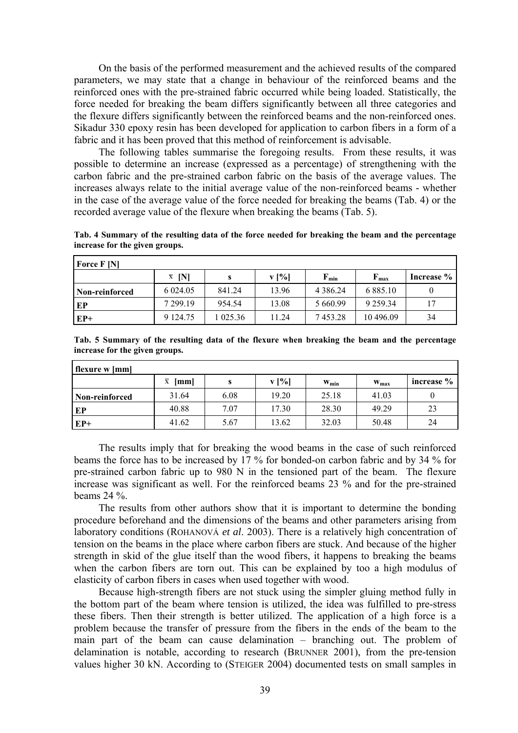On the basis of the performed measurement and the achieved results of the compared parameters, we may state that a change in behaviour of the reinforced beams and the reinforced ones with the pre-strained fabric occurred while being loaded. Statistically, the force needed for breaking the beam differs significantly between all three categories and the flexure differs significantly between the reinforced beams and the non-reinforced ones. Sikadur 330 epoxy resin has been developed for application to carbon fibers in a form of a fabric and it has been proved that this method of reinforcement is advisable.

The following tables summarise the foregoing results. From these results, it was possible to determine an increase (expressed as a percentage) of strengthening with the carbon fabric and the pre-strained carbon fabric on the basis of the average values. The increases always relate to the initial average value of the non-reinforced beams - whether in the case of the average value of the force needed for breaking the beams (Tab. 4) or the recorded average value of the flexure when breaking the beams (Tab. 5).

**Tab. 4 Summary of the resulting data of the force needed for breaking the beam and the percentage increase for the given groups.**

| Force F [N] | | | | | | |
|---|---|---|---|---|---|---|
| | $\bar{x}$ [N] | s | v [%] | $F_{min}$ | $F_{max}$ | Increase % |
| Non-reinforced | 6 024.05 | 841.24 | 13.96 | 4 386.24 | 6 885.10 | 0 |
| EP | 7 299.19 | 954.54 | 13.08 | 5 660.99 | 9 259.34 | 17 |
| EP+ | 9 124.75 | 1 025.36 | 11.24 | 7 453.28 | 10 496.09 | 34 |

**Tab. 5 Summary of the resulting data of the flexure when breaking the beam and the percentage increase for the given groups.**

| flexure w [mm] | | | | | | |
|---|---|---|---|---|---|---|
| | $\bar{x}$ [mm] | s | v [%] | $w_{min}$ | $w_{max}$ | increase % |
| Non-reinforced | 31.64 | 6.08 | 19.20 | 25.18 | 41.03 | 0 |
| EP | 40.88 | 7.07 | 17.30 | 28.30 | 49.29 | 23 |
| EP+ | 41.62 | 5.67 | 13.62 | 32.03 | 50.48 | 24 |

The results imply that for breaking the wood beams in the case of such reinforced beams the force has to be increased by 17 % for bonded-on carbon fabric and by 34 % for pre-strained carbon fabric up to 980 N in the tensioned part of the beam. The flexure increase was significant as well. For the reinforced beams 23 % and for the pre-strained beams 24 %.

The results from other authors show that it is important to determine the bonding procedure beforehand and the dimensions of the beams and other parameters arising from laboratory conditions (ROHANOVÁ *et al*. 2003). There is a relatively high concentration of tension on the beams in the place where carbon fibers are stuck. And because of the higher strength in skid of the glue itself than the wood fibers, it happens to breaking the beams when the carbon fibers are torn out. This can be explained by too a high modulus of elasticity of carbon fibers in cases when used together with wood.

Because high-strength fibers are not stuck using the simpler gluing method fully in the bottom part of the beam where tension is utilized, the idea was fulfilled to pre-stress these fibers. Then their strength is better utilized. The application of a high force is a problem because the transfer of pressure from the fibers in the ends of the beam to the main part of the beam can cause delamination – branching out. The problem of delamination is notable, according to research (BRUNNER 2001), from the pre-tension values higher 30 kN. According to (STEIGER 2004) documented tests on small samples in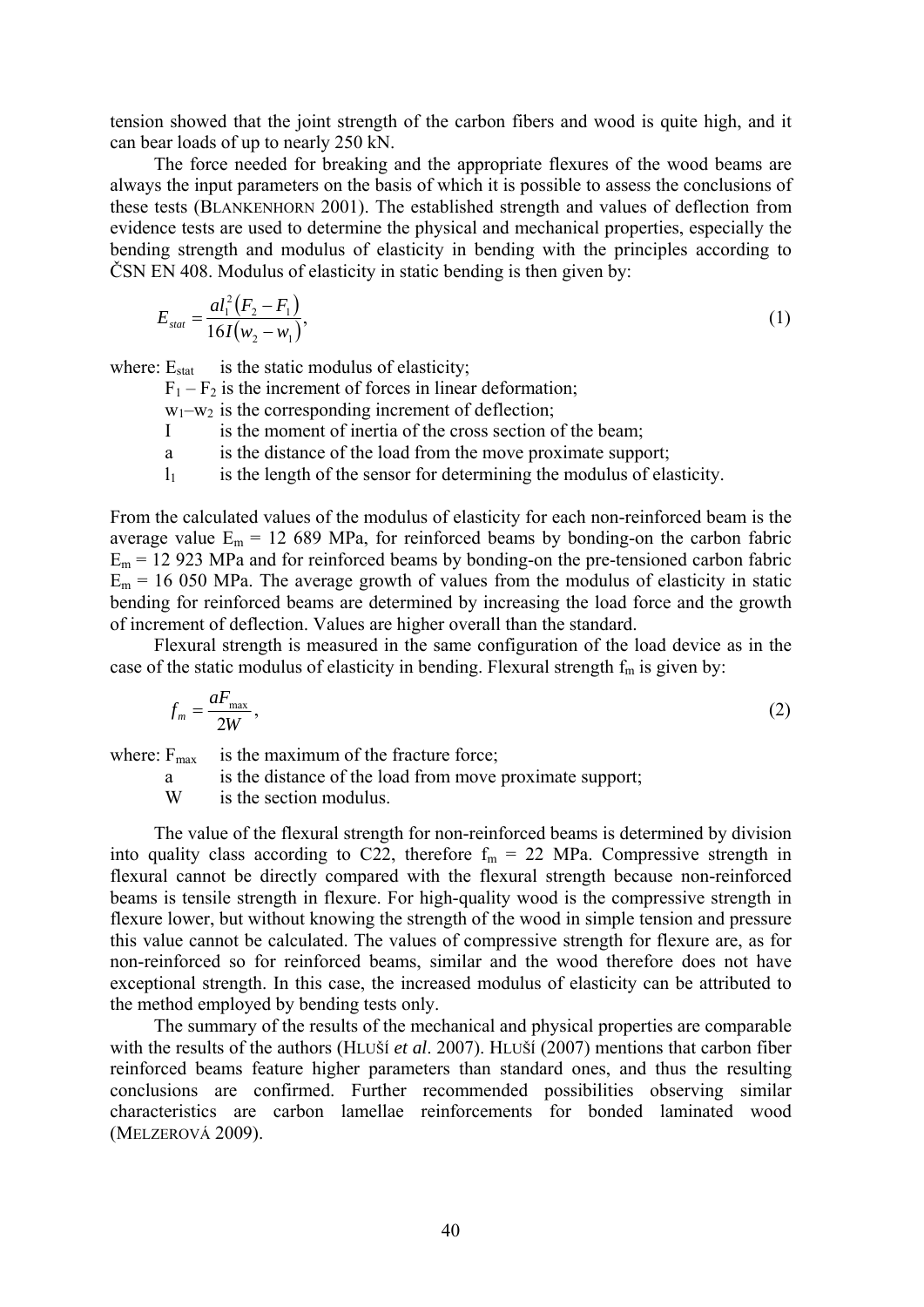tension showed that the joint strength of the carbon fibers and wood is quite high, and it can bear loads of up to nearly 250 kN.

The force needed for breaking and the appropriate flexures of the wood beams are always the input parameters on the basis of which it is possible to assess the conclusions of these tests (BLANKENHORN 2001). The established strength and values of deflection from evidence tests are used to determine the physical and mechanical properties, especially the bending strength and modulus of elasticity in bending with the principles according to ČSN EN 408. Modulus of elasticity in static bending is then given by:

$$E_{stat} = \frac{a l_1^2 (F_2 - F_1)}{16 I (w_2 - w_1)}, \tag{1}$$

where: $E_{stat}$ is the static modulus of elasticity;
$F_1 - F_2$ is the increment of forces in linear deformation;
$w_1 – w_2$ is the corresponding increment of deflection;
$I$ is the moment of inertia of the cross section of the beam;
$a$ is the distance of the load from the move proximate support;
$l_1$ is the length of the sensor for determining the modulus of elasticity.

From the calculated values of the modulus of elasticity for each non-reinforced beam is the average value $E_m$ = 12 689 MPa, for reinforced beams by bonding-on the carbon fabric $E_m$ = 12 923 MPa and for reinforced beams by bonding-on the pre-tensioned carbon fabric $E_m$ = 16 050 MPa. The average growth of values from the modulus of elasticity in static bending for reinforced beams are determined by increasing the load force and the growth of increment of deflection. Values are higher overall than the standard.

Flexural strength is measured in the same configuration of the load device as in the case of the static modulus of elasticity in bending. Flexural strength $f_m$ is given by:

$$f_m = \frac{a F_{max}}{2W}, \tag{2}$$

where: $F_{max}$ is the maximum of the fracture force;
$a$ is the distance of the load from move proximate support;
$W$ is the section modulus.

The value of the flexural strength for non-reinforced beams is determined by division into quality class according to C22, therefore $f_m$ = 22 MPa. Compressive strength in flexural cannot be directly compared with the flexural strength because non-reinforced beams is tensile strength in flexure. For high-quality wood is the compressive strength in flexure lower, but without knowing the strength of the wood in simple tension and pressure this value cannot be calculated. The values of compressive strength for flexure are, as for non-reinforced so for reinforced beams, similar and the wood therefore does not have exceptional strength. In this case, the increased modulus of elasticity can be attributed to the method employed by bending tests only.

The summary of the results of the mechanical and physical properties are comparable with the results of the authors (HLUŠÍ *et al*. 2007). HLUŠÍ (2007) mentions that carbon fiber reinforced beams feature higher parameters than standard ones, and thus the resulting conclusions are confirmed. Further recommended possibilities observing similar characteristics are carbon lamellae reinforcements for bonded laminated wood (MELZEROVÁ 2009).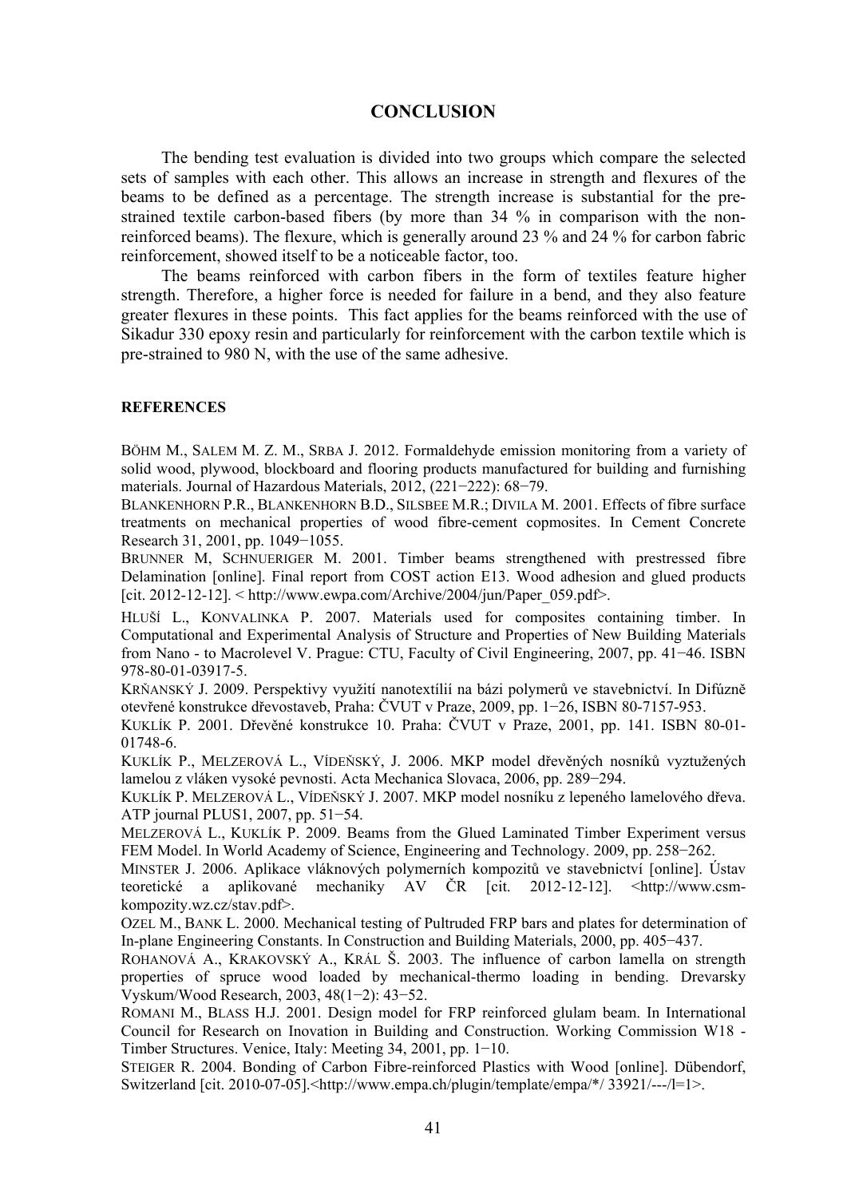## CONCLUSION

The bending test evaluation is divided into two groups which compare the selected sets of samples with each other. This allows an increase in strength and flexures of the beams to be defined as a percentage. The strength increase is substantial for the pre-strained textile carbon-based fibers (by more than 34 % in comparison with the non-reinforced beams). The flexure, which is generally around 23 % and 24 % for carbon fabric reinforcement, showed itself to be a noticeable factor, too.

The beams reinforced with carbon fibers in the form of textiles feature higher strength. Therefore, a higher force is needed for failure in a bend, and they also feature greater flexures in these points. This fact applies for the beams reinforced with the use of Sikadur 330 epoxy resin and particularly for reinforcement with the carbon textile which is pre-strained to 980 N, with the use of the same adhesive.

### REFERENCES

BÖHM M., SALEM M. Z. M., SRBA J. 2012. Formaldehyde emission monitoring from a variety of solid wood, plywood, blockboard and flooring products manufactured for building and furnishing materials. Journal of Hazardous Materials, 2012, (221−222): 68−79.

BLANKENHORN P.R., BLANKENHORN B.D., SILSBEE M.R.; DIVILA M. 2001. Effects of fibre surface treatments on mechanical properties of wood fibre-cement copmosites. In Cement Concrete Research 31, 2001, pp. 1049−1055.

BRUNNER M, SCHNUERIGER M. 2001. Timber beams strengthened with prestressed fibre Delamination [online]. Final report from COST action E13. Wood adhesion and glued products [cit. 2012-12-12]. < http://www.ewpa.com/Archive/2004/jun/Paper_059.pdf>.

HLUŠÍ L., KONVALINKA P. 2007. Materials used for composites containing timber. In Computational and Experimental Analysis of Structure and Properties of New Building Materials from Nano - to Macrolevel V. Prague: CTU, Faculty of Civil Engineering, 2007, pp. 41−46. ISBN 978-80-01-03917-5.

KRŇANSKÝ J. 2009. Perspektivy využití nanotextílií na bázi polymerů ve stavebnictví. In Difúzně otevřené konstrukce dřevostaveb, Praha: ČVUT v Praze, 2009, pp. 1−26, ISBN 80-7157-953.

KUKLÍK P. 2001. Dřevěné konstrukce 10. Praha: ČVUT v Praze, 2001, pp. 141. ISBN 80-01-01748-6.

KUKLÍK P., MELZEROVÁ L., VÍDEŇSKÝ, J. 2006. MKP model dřevěných nosníků vyztužených lamelou z vláken high pevnosti. Acta Mechanica Slovaca, 2006, pp. 289−294.

KUKLÍK P. MELZEROVÁ L., VÍDEŇSKÝ J. 2007. MKP model nosníku z lepeného lamelového dřeva. ATP journal PLUS1, 2007, pp. 51−54.

MELZEROVÁ L., KUKLÍK P. 2009. Beams from the Glued Laminated Timber Experiment versus FEM Model. In World Academy of Science, Engineering and Technology. 2009, pp. 258−262.

MINSTER J. 2006. Aplikace vláknových polymerních kompozitů ve stavebnictví [online]. Ústav teoretické a aplikované mechaniky AV ČR [cit. 2012-12-12]. <http://www.csm-kompozity.wz.cz/stav.pdf>.

OZEL M., BANK L. 2000. Mechanical testing of Pultruded FRP bars and plates for determination of In-plane Engineering Constants. In Construction and Building Materials, 2000, pp. 405−437.

ROHANOVÁ A., KRAKOVSKÝ A., KRÁL Š. 2003. The influence of carbon lamella on strength properties of spruce wood loaded by mechanical-thermo loading in bending. Drevarsky Vyskum/Wood Research, 2003, 48(1−2): 43−52.

ROMANI M., BLASS H.J. 2001. Design model for FRP reinforced glulam beam. In International Council for Research on Inovation in Building and Construction. Working Commission W18 - Timber Structures. Venice, Italy: Meeting 34, 2001, pp. 1−10.

STEIGER R. 2004. Bonding of Carbon Fibre-reinforced Plastics with Wood [online]. Dübendorf, Switzerland [cit. 2010-07-05].<http://www.empa.ch/plugin/template/empa/*/ 33921/---/l=1>.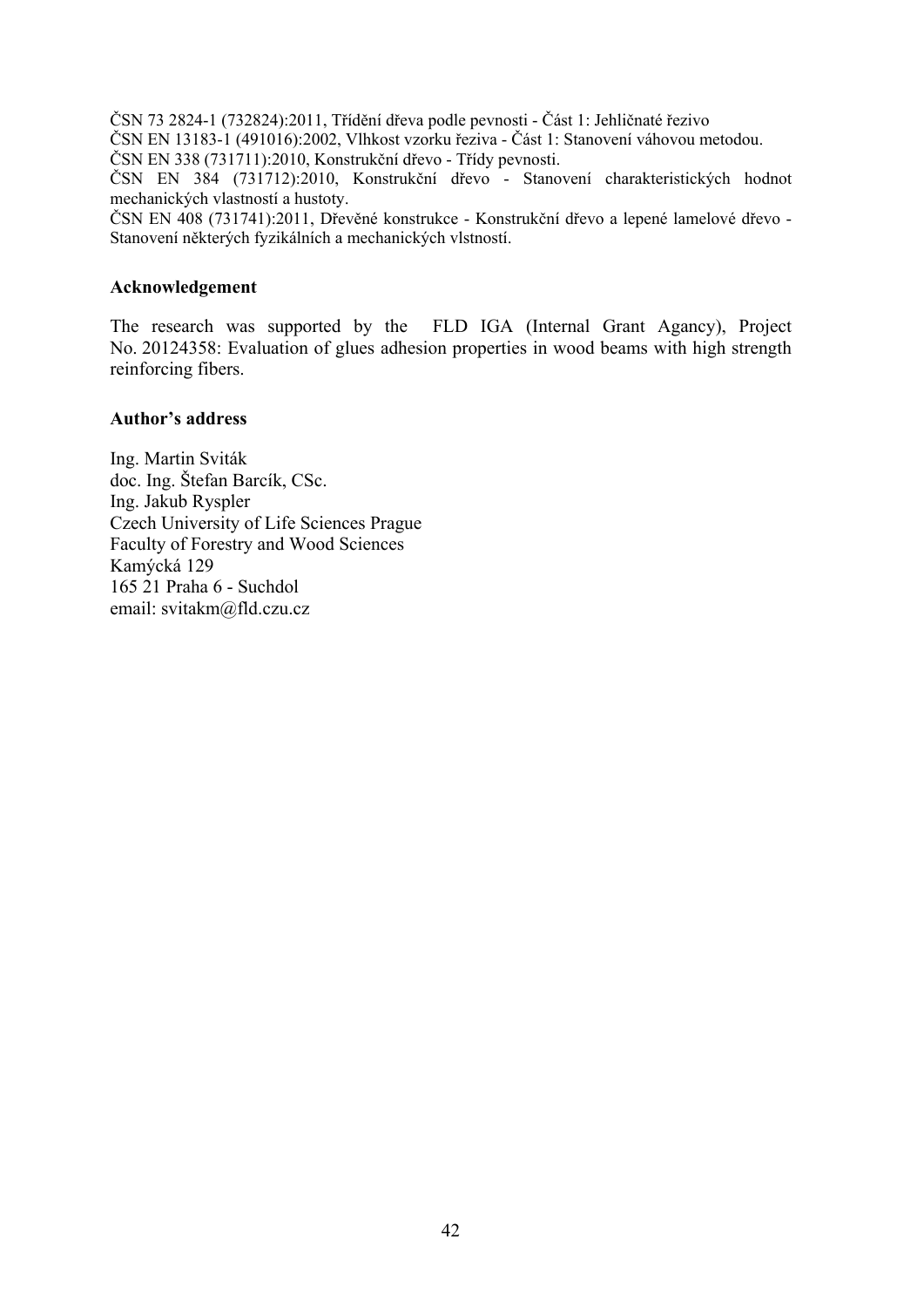ČSN 73 2824-1 (732824):2011, Třídění dřeva podle pevnosti - Část 1: Jehličnaté řezivo

ČSN EN 13183-1 (491016):2002, Vlhkost vzorku řeziva - Část 1: Stanovení váhovou metodou.

ČSN EN 338 (731711):2010, Konstrukční dřevo - Třídy pevnosti.

ČSN EN 384 (731712):2010, Konstrukční dřevo - Stanovení charakteristických hodnot mechanických vlastností a hustoty.

ČSN EN 408 (731741):2011, Dřevěné konstrukce - Konstrukční dřevo a lepené lamelové dřevo - Stanovení některých fyzikálních a mechanických vlstností.

**Acknowledgement**

The research was supported by the FLD IGA (Internal Grant Agancy), Project No. 20124358: Evaluation of glues adhesion properties in wood beams with high strength reinforcing fibers.

**Author's address**

Ing. Martin Sviták
doc. Ing. Štefan Barcík, CSc.
Ing. Jakub Ryspler
Czech University of Life Sciences Prague
Faculty of Forestry and Wood Sciences
Kamýcká 129
165 21 Praha 6 - Suchdol
email: svitakm@fld.czu.cz